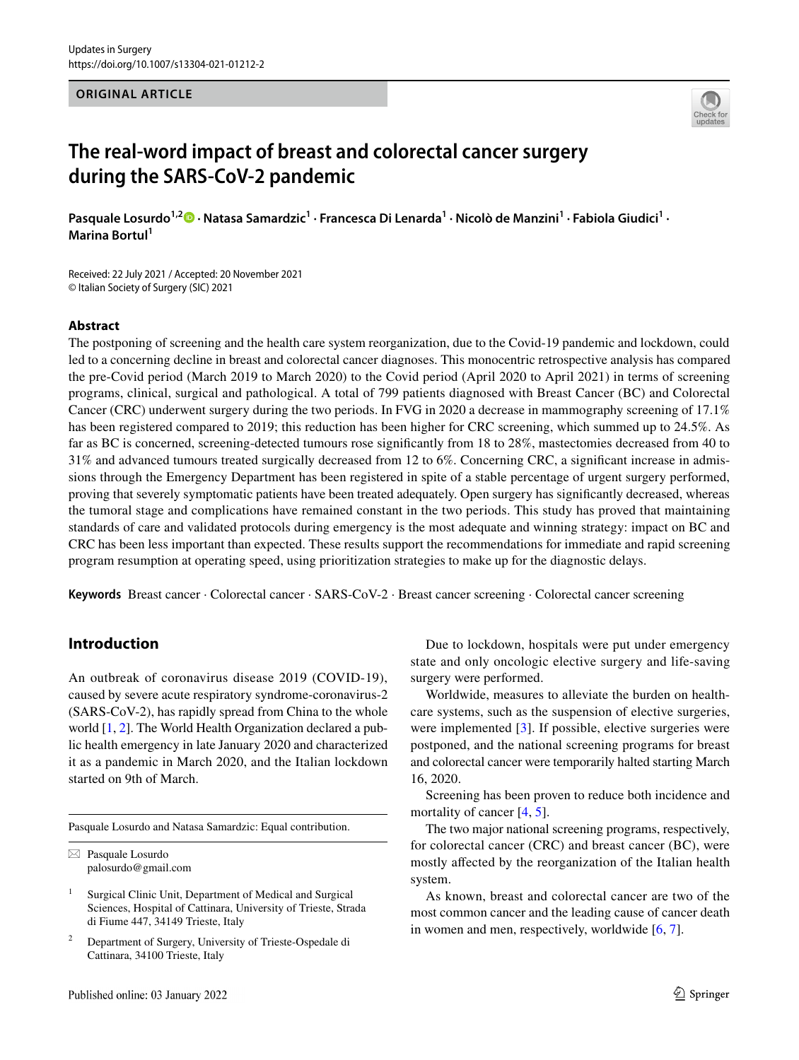Updates in Surgery
https://doi.org/10.1007/s13304-021-01212-2

**ORIGINAL ARTICLE**

# The real-word impact of breast and colorectal cancer surgery during the SARS-CoV-2 pandemic

**Pasquale Losurdo[1,2] · Natasa Samardzic[1] · Francesca Di Lenarda[1] · Nicolò de Manzini[1] · Fabiola Giudici[1] · Marina Bortul[1]**

Received: 22 July 2021 / Accepted: 20 November 2021
© Italian Society of Surgery (SIC) 2021

## Abstract

The postponing of screening and the health care system reorganization, due to the Covid-19 pandemic and lockdown, could led to a concerning decline in breast and colorectal cancer diagnoses. This monocentric retrospective analysis has compared the pre-Covid period (March 2019 to March 2020) to the Covid period (April 2020 to April 2021) in terms of screening programs, clinical, surgical and pathological. A total of 799 patients diagnosed with Breast Cancer (BC) and Colorectal Cancer (CRC) underwent surgery during the two periods. In FVG in 2020 a decrease in mammography screening of 17.1% has been registered compared to 2019; this reduction has been higher for CRC screening, which summed up to 24.5%. As far as BC is concerned, screening-detected tumours rose significantly from 18 to 28%, mastectomies decreased from 40 to 31% and advanced tumours treated surgically decreased from 12 to 6%. Concerning CRC, a significant increase in admissions through the Emergency Department has been registered in spite of a stable percentage of urgent surgery performed, proving that severely symptomatic patients have been treated adequately. Open surgery has significantly decreased, whereas the tumoral stage and complications have remained constant in the two periods. This study has proved that maintaining standards of care and validated protocols during emergency is the most adequate and winning strategy: impact on BC and CRC has been less important than expected. These results support the recommendations for immediate and rapid screening program resumption at operating speed, using prioritization strategies to make up for the diagnostic delays.

**Keywords** Breast cancer · Colorectal cancer · SARS-CoV-2 · Breast cancer screening · Colorectal cancer screening

## Introduction

An outbreak of coronavirus disease 2019 (COVID-19), caused by severe acute respiratory syndrome-coronavirus-2 (SARS-CoV-2), has rapidly spread from China to the whole world [1, 2]. The World Health Organization declared a public health emergency in late January 2020 and characterized it as a pandemic in March 2020, and the Italian lockdown started on 9th of March.

Due to lockdown, hospitals were put under emergency state and only oncologic elective surgery and life-saving surgery were performed.

Worldwide, measures to alleviate the burden on healthcare systems, such as the suspension of elective surgeries, were implemented [3]. If possible, elective surgeries were postponed, and the national screening programs for breast and colorectal cancer were temporarily halted starting March 16, 2020.

Screening has been proven to reduce both incidence and mortality of cancer [4, 5].

The two major national screening programs, respectively, for colorectal cancer (CRC) and breast cancer (BC), were mostly affected by the reorganization of the Italian health system.

As known, breast and colorectal cancer are two of the most common cancer and the leading cause of cancer death in women and men, respectively, worldwide [6, 7].

---

Pasquale Losurdo and Natasa Samardzic: Equal contribution.

✉ Pasquale Losurdo
palosurdo@gmail.com

[1] Surgical Clinic Unit, Department of Medical and Surgical Sciences, Hospital of Cattinara, University of Trieste, Strada di Fiume 447, 34149 Trieste, Italy

[2] Department of Surgery, University of Trieste-Ospedale di Cattinara, 34100 Trieste, Italy

Published online: 03 January 2022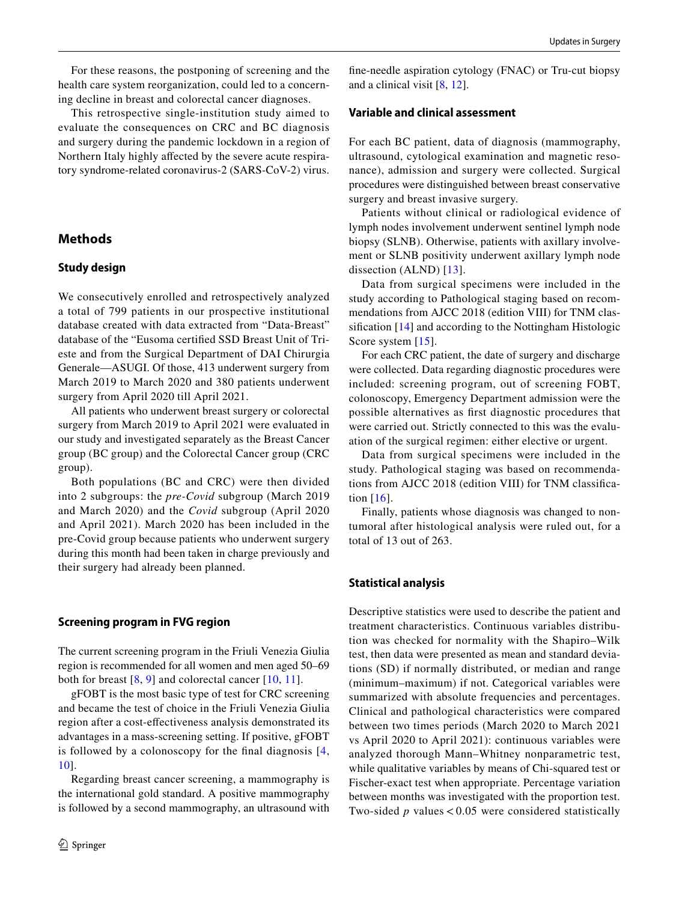For these reasons, the postponing of screening and the health care system reorganization, could led to a concerning decline in breast and colorectal cancer diagnoses.

This retrospective single-institution study aimed to evaluate the consequences on CRC and BC diagnosis and surgery during the pandemic lockdown in a region of Northern Italy highly affected by the severe acute respiratory syndrome-related coronavirus-2 (SARS-CoV-2) virus.

## Methods

### Study design

We consecutively enrolled and retrospectively analyzed a total of 799 patients in our prospective institutional database created with data extracted from "Data-Breast" database of the "Eusoma certified SSD Breast Unit of Trieste and from the Surgical Department of DAI Chirurgia Generale—ASUGI. Of those, 413 underwent surgery from March 2019 to March 2020 and 380 patients underwent surgery from April 2020 till April 2021.

All patients who underwent breast surgery or colorectal surgery from March 2019 to April 2021 were evaluated in our study and investigated separately as the Breast Cancer group (BC group) and the Colorectal Cancer group (CRC group).

Both populations (BC and CRC) were then divided into 2 subgroups: the *pre-Covid* subgroup (March 2019 and March 2020) and the *Covid* subgroup (April 2020 and April 2021). March 2020 has been included in the pre-Covid group because patients who underwent surgery during this month had been taken in charge previously and their surgery had already been planned.

### Screening program in FVG region

The current screening program in the Friuli Venezia Giulia region is recommended for all women and men aged 50–69 both for breast [8, 9] and colorectal cancer [10, 11].

gFOBT is the most basic type of test for CRC screening and became the test of choice in the Friuli Venezia Giulia region after a cost-effectiveness analysis demonstrated its advantages in a mass-screening setting. If positive, gFOBT is followed by a colonoscopy for the final diagnosis [4, 10].

Regarding breast cancer screening, a mammography is the international gold standard. A positive mammography is followed by a second mammography, an ultrasound with fine-needle aspiration cytology (FNAC) or Tru-cut biopsy and a clinical visit [8, 12].

### Variable and clinical assessment

For each BC patient, data of diagnosis (mammography, ultrasound, cytological examination and magnetic resonance), admission and surgery were collected. Surgical procedures were distinguished between breast conservative surgery and breast invasive surgery.

Patients without clinical or radiological evidence of lymph nodes involvement underwent sentinel lymph node biopsy (SLNB). Otherwise, patients with axillary involvement or SLNB positivity underwent axillary lymph node dissection (ALND) [13].

Data from surgical specimens were included in the study according to Pathological staging based on recommendations from AJCC 2018 (edition VIII) for TNM classification [14] and according to the Nottingham Histologic Score system [15].

For each CRC patient, the date of surgery and discharge were collected. Data regarding diagnostic procedures were included: screening program, out of screening FOBT, colonoscopy, Emergency Department admission were the possible alternatives as first diagnostic procedures that were carried out. Strictly connected to this was the evaluation of the surgical regimen: either elective or urgent.

Data from surgical specimens were included in the study. Pathological staging was based on recommendations from AJCC 2018 (edition VIII) for TNM classification [16].

Finally, patients whose diagnosis was changed to non-tumoral after histological analysis were ruled out, for a total of 13 out of 263.

### Statistical analysis

Descriptive statistics were used to describe the patient and treatment characteristics. Continuous variables distribution was checked for normality with the Shapiro–Wilk test, then data were presented as mean and standard deviations (SD) if normally distributed, or median and range (minimum–maximum) if not. Categorical variables were summarized with absolute frequencies and percentages. Clinical and pathological characteristics were compared between two times periods (March 2020 to March 2021 vs April 2020 to April 2021): continuous variables were analyzed thorough Mann–Whitney nonparametric test, while qualitative variables by means of Chi-squared test or Fischer-exact test when appropriate. Percentage variation between months was investigated with the proportion test. Two-sided $p$ values < 0.05 were considered statistically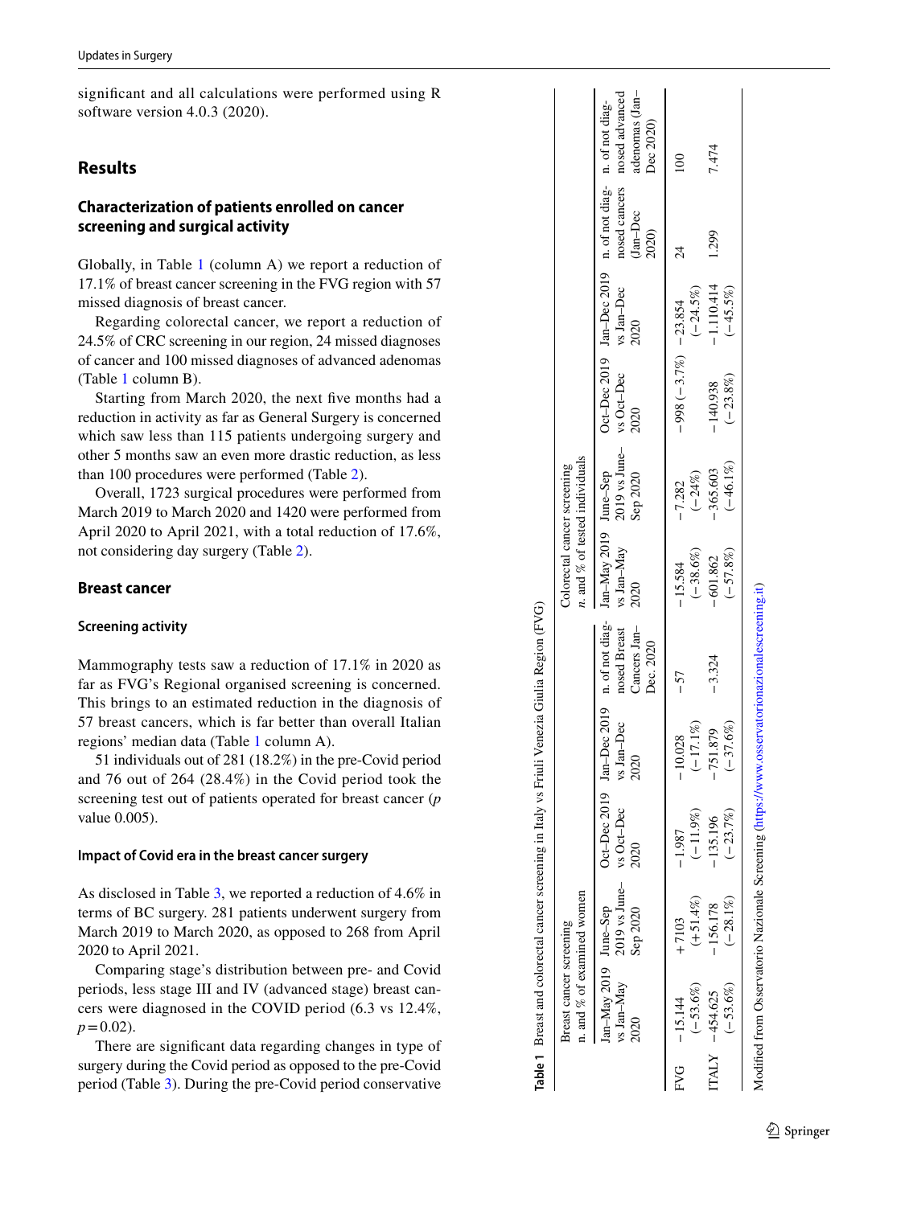significant and all calculations were performed using R software version 4.0.3 (2020).

## Results

### Characterization of patients enrolled on cancer screening and surgical activity

Globally, in Table 1 (column A) we report a reduction of 17.1% of breast cancer screening in the FVG region with 57 missed diagnosis of breast cancer.

Regarding colorectal cancer, we report a reduction of 24.5% of CRC screening in our region, 24 missed diagnoses of cancer and 100 missed diagnoses of advanced adenomas (Table 1 column B).

Starting from March 2020, the next five months had a reduction in activity as far as General Surgery is concerned which saw less than 115 patients undergoing surgery and other 5 months saw an even more drastic reduction, as less than 100 procedures were performed (Table 2).

Overall, 1723 surgical procedures were performed from March 2019 to March 2020 and 1420 were performed from April 2020 to April 2021, with a total reduction of 17.6%, not considering day surgery (Table 2).

### Breast cancer

#### Screening activity

Mammography tests saw a reduction of 17.1% in 2020 as far as FVG's Regional organised screening is concerned. This brings to an estimated reduction in the diagnosis of 57 breast cancers, which is far better than overall Italian regions' median data (Table 1 column A).

51 individuals out of 281 (18.2%) in the pre-Covid period and 76 out of 264 (28.4%) in the Covid period took the screening test out of patients operated for breast cancer (*p* value 0.005).

#### Impact of Covid era in the breast cancer surgery

As disclosed in Table 3, we reported a reduction of 4.6% in terms of BC surgery. 281 patients underwent surgery from March 2019 to March 2020, as opposed to 268 from April 2020 to April 2021.

Comparing stage's distribution between pre- and Covid periods, less stage III and IV (advanced stage) breast cancers were diagnosed in the COVID period (6.3 vs 12.4%, $p = 0.02$).

There are significant data regarding changes in type of surgery during the Covid period as opposed to the pre-Covid period (Table 3). During the pre-Covid period conservative

**Table 1** Breast and colorectal cancer screening in Italy vs Friuli Venezia Giulia Region (FVG)

| | Breast cancer screening n. and % of examined women | | | | | Colorectal cancer screening *n.* and % of tested individuals | | | | | |
|---|---|---|---|---|---|---|---|---|---|---|---|
| | Jan–May 2019 vs Jan–May 2020 | June–Sep 2019 vs June–Sep 2020 | Oct–Dec 2019 vs Oct–Dec 2020 | Jan–Dec 2019 vs Jan–Dec 2020 | n. of not diagnosed Breast Cancers Jan–Dec. 2020 | Jan–May 2019 vs Jan–May 2020 | June–Sep 2019 vs June–Sep 2020 | Oct–Dec 2019 vs Oct–Dec 2020 | Jan–Dec 2019 vs Jan–Dec 2020 | n. of not diagnosed cancers (Jan–Dec 2020) | n. of not diagnosed advanced adenomas (Jan–Dec 2020) |
| FVG | −15.144 (−53.6%) | +7103 (+51.4%) | −1.987 (−11.9%) | −10.028 (−17.1%) | −57 | −15.584 (−38.6%) | −7.282 (−24%) | −998 (−3.7%) | −23.854 (−24.5%) | 24 | 100 |
| ITALY | −454.625 (−53.6%) | −156.178 (−28.1%) | −135.196 (−23.7%) | −751.879 (−37.6%) | −3.324 | −601.862 (−57.8%) | −365.603 (−46.1%) | −140.938 (−23.8%) | −1.110.414 (−45.5%) | 1.299 | 7.474 |

Modified from Osservatorio Nazionale Screening (https://www.osservatorionazionalescreening.it)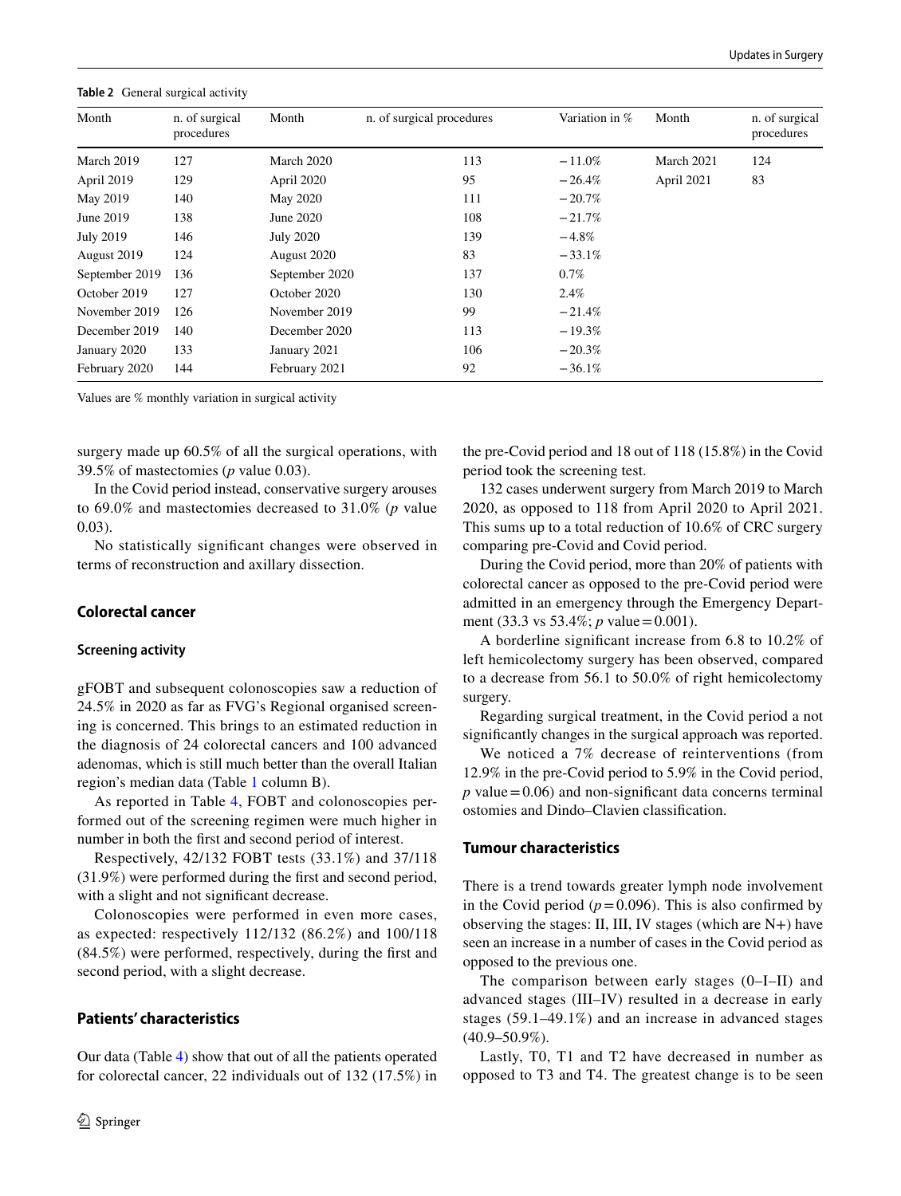**Table 2** General surgical activity

| Month | n. of surgical procedures | Month | n. of surgical procedures | Variation in % | Month | n. of surgical procedures |
|---|---|---|---|---|---|---|
| March 2019 | 127 | March 2020 | 113 | −11.0% | March 2021 | 124 |
| April 2019 | 129 | April 2020 | 95 | −26.4% | April 2021 | 83 |
| May 2019 | 140 | May 2020 | 111 | −20.7% | | |
| June 2019 | 138 | June 2020 | 108 | −21.7% | | |
| July 2019 | 146 | July 2020 | 139 | −4.8% | | |
| August 2019 | 124 | August 2020 | 83 | −33.1% | | |
| September 2019 | 136 | September 2020 | 137 | 0.7% | | |
| October 2019 | 127 | October 2020 | 130 | 2.4% | | |
| November 2019 | 126 | November 2019 | 99 | −21.4% | | |
| December 2019 | 140 | December 2020 | 113 | −19.3% | | |
| January 2020 | 133 | January 2021 | 106 | −20.3% | | |
| February 2020 | 144 | February 2021 | 92 | −36.1% | | |

Values are % monthly variation in surgical activity

surgery made up 60.5% of all the surgical operations, with 39.5% of mastectomies (*p* value 0.03).

In the Covid period instead, conservative surgery arouses to 69.0% and mastectomies decreased to 31.0% (*p* value 0.03).

No statistically significant changes were observed in terms of reconstruction and axillary dissection.

## Colorectal cancer

### Screening activity

gFOBT and subsequent colonoscopies saw a reduction of 24.5% in 2020 as far as FVG's Regional organised screening is concerned. This brings to an estimated reduction in the diagnosis of 24 colorectal cancers and 100 advanced adenomas, which is still much better than the overall Italian region's median data (Table 1 column B).

As reported in Table 4, FOBT and colonoscopies performed out of the screening regimen were much higher in number in both the first and second period of interest.

Respectively, 42/132 FOBT tests (33.1%) and 37/118 (31.9%) were performed during the first and second period, with a slight and not significant decrease.

Colonoscopies were performed in even more cases, as expected: respectively 112/132 (86.2%) and 100/118 (84.5%) were performed, respectively, during the first and second period, with a slight decrease.

## Patients' characteristics

Our data (Table 4) show that out of all the patients operated for colorectal cancer, 22 individuals out of 132 (17.5%) in the pre-Covid period and 18 out of 118 (15.8%) in the Covid period took the screening test.

132 cases underwent surgery from March 2019 to March 2020, as opposed to 118 from April 2020 to April 2021. This sums up to a total reduction of 10.6% of CRC surgery comparing pre-Covid and Covid period.

During the Covid period, more than 20% of patients with colorectal cancer as opposed to the pre-Covid period were admitted in an emergency through the Emergency Department (33.3 vs 53.4%; *p* value = 0.001).

A borderline significant increase from 6.8 to 10.2% of left hemicolectomy surgery has been observed, compared to a decrease from 56.1 to 50.0% of right hemicolectomy surgery.

Regarding surgical treatment, in the Covid period a not significantly changes in the surgical approach was reported.

We noticed a 7% decrease of reinterventions (from 12.9% in the pre-Covid period to 5.9% in the Covid period, *p* value = 0.06) and non-significant data concerns terminal ostomies and Dindo–Clavien classification.

## Tumour characteristics

There is a trend towards greater lymph node involvement in the Covid period ($p = 0.096$). This is also confirmed by observing the stages: II, III, IV stages (which are N+) have seen an increase in a number of cases in the Covid period as opposed to the previous one.

The comparison between early stages (0–I–II) and advanced stages (III–IV) resulted in a decrease in early stages (59.1–49.1%) and an increase in advanced stages (40.9–50.9%).

Lastly, T0, T1 and T2 have decreased in number as opposed to T3 and T4. The greatest change is to be seen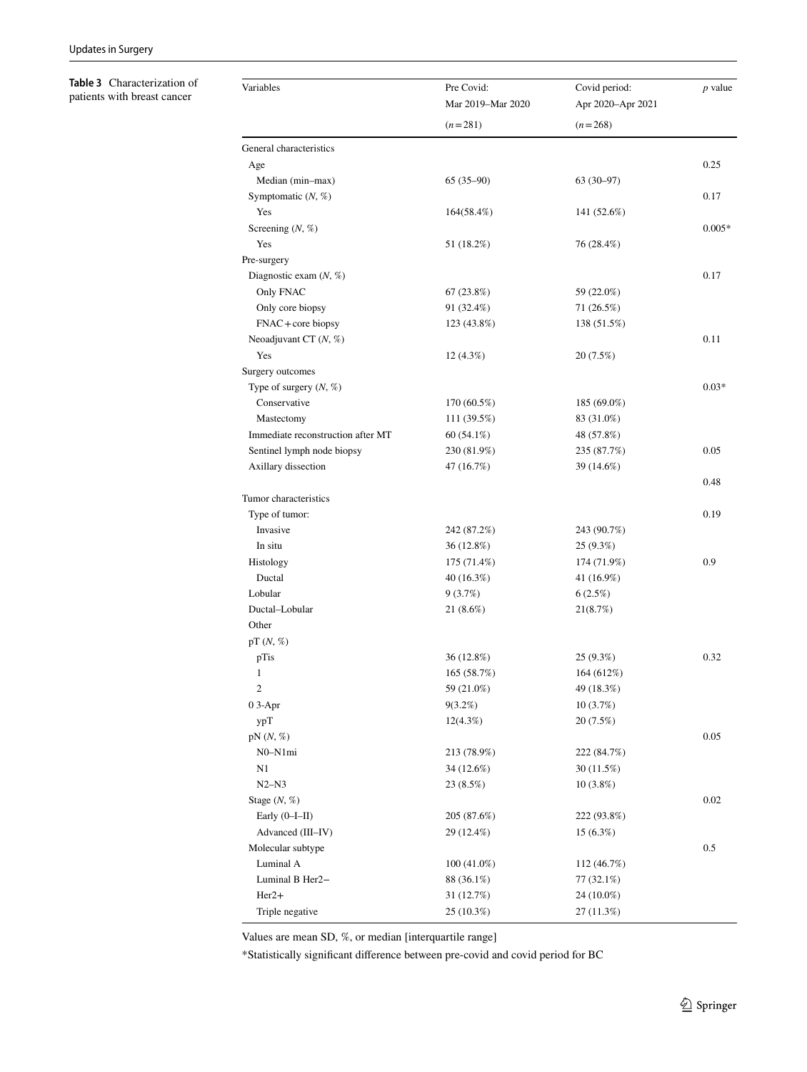**Table 3** Characterization of patients with breast cancer

| Variables | Pre Covid: Mar 2019–Mar 2020 (n=281) | Covid period: Apr 2020–Apr 2021 (n=268) | *p* value |
|---|---|---|---|
| General characteristics | | | |
| Age | | | 0.25 |
| Median (min–max) | 65 (35–90) | 63 (30–97) | |
| Symptomatic (*N*, %) | | | 0.17 |
| Yes | 164(58.4%) | 141 (52.6%) | |
| Screening (*N*, %) | | | 0.005* |
| Yes | 51 (18.2%) | 76 (28.4%) | |
| Pre-surgery | | | |
| Diagnostic exam (*N*, %) | | | 0.17 |
| Only FNAC | 67 (23.8%) | 59 (22.0%) | |
| Only core biopsy | 91 (32.4%) | 71 (26.5%) | |
| FNAC + core biopsy | 123 (43.8%) | 138 (51.5%) | |
| Neoadjuvant CT (*N*, %) | | | 0.11 |
| Yes | 12 (4.3%) | 20 (7.5%) | |
| Surgery outcomes | | | |
| Type of surgery (*N*, %) | | | 0.03* |
| Conservative | 170 (60.5%) | 185 (69.0%) | |
| Mastectomy | 111 (39.5%) | 83 (31.0%) | |
| Immediate reconstruction after MT | 60 (54.1%) | 48 (57.8%) | |
| Sentinel lymph node biopsy | 230 (81.9%) | 235 (87.7%) | 0.05 |
| Axillary dissection | 47 (16.7%) | 39 (14.6%) | |
| | | | 0.48 |
| Tumor characteristics | | | |
| Type of tumor: | | | 0.19 |
| Invasive | 242 (87.2%) | 243 (90.7%) | |
| In situ | 36 (12.8%) | 25 (9.3%) | |
| Histology | 175 (71.4%) | 174 (71.9%) | 0.9 |
| Ductal | 40 (16.3%) | 41 (16.9%) | |
| Lobular | 9 (3.7%) | 6 (2.5%) | |
| Ductal–Lobular | 21 (8.6%) | 21(8.7%) | |
| Other | | | |
| pT (*N*, %) | | | |
| pTis | 36 (12.8%) | 25 (9.3%) | 0.32 |
| 1 | 165 (58.7%) | 164 (612%) | |
| 2 | 59 (21.0%) | 49 (18.3%) | |
| 0 3-Apr | 9(3.2%) | 10 (3.7%) | |
| ypT | 12(4.3%) | 20 (7.5%) | |
| pN (*N*, %) | | | 0.05 |
| N0–N1mi | 213 (78.9%) | 222 (84.7%) | |
| N1 | 34 (12.6%) | 30 (11.5%) | |
| N2–N3 | 23 (8.5%) | 10 (3.8%) | |
| Stage (*N*, %) | | | 0.02 |
| Early (0–I–II) | 205 (87.6%) | 222 (93.8%) | |
| Advanced (III–IV) | 29 (12.4%) | 15 (6.3%) | |
| Molecular subtype | | | 0.5 |
| Luminal A | 100 (41.0%) | 112 (46.7%) | |
| Luminal B Her2− | 88 (36.1%) | 77 (32.1%) | |
| Her2+ | 31 (12.7%) | 24 (10.0%) | |
| Triple negative | 25 (10.3%) | 27 (11.3%) | |

Values are mean SD, %, or median [interquartile range]

*Statistically significant difference between pre-covid and covid period for BC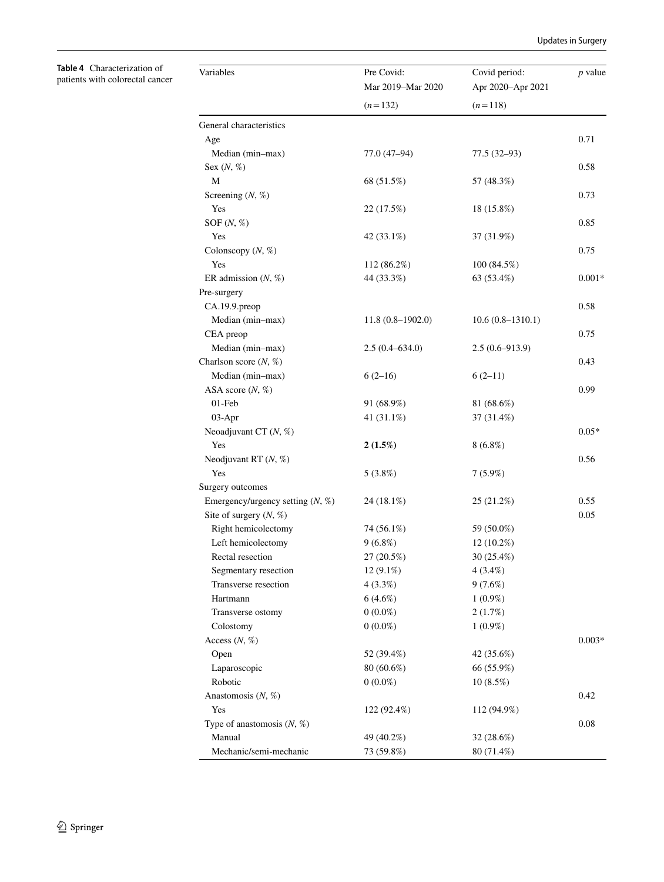**Table 4** Characterization of patients with colorectal cancer

| Variables | Pre Covid: Mar 2019–Mar 2020 (*n* = 132) | Covid period: Apr 2020–Apr 2021 (*n* = 118) | *p* value |
|---|---|---|---|
| General characteristics | | | |
| Age | | | 0.71 |
| Median (min–max) | 77.0 (47–94) | 77.5 (32–93) | |
| Sex (*N*, %) | | | 0.58 |
| M | 68 (51.5%) | 57 (48.3%) | |
| Screening (*N*, %) | | | 0.73 |
| Yes | 22 (17.5%) | 18 (15.8%) | |
| SOF (*N*, %) | | | 0.85 |
| Yes | 42 (33.1%) | 37 (31.9%) | |
| Colonscopy (*N*, %) | | | 0.75 |
| Yes | 112 (86.2%) | 100 (84.5%) | |
| ER admission (*N*, %) | 44 (33.3%) | 63 (53.4%) | 0.001* |
| Pre-surgery | | | |
| CA.19.9.preop | | | 0.58 |
| Median (min–max) | 11.8 (0.8–1902.0) | 10.6 (0.8–1310.1) | |
| CEA preop | | | 0.75 |
| Median (min–max) | 2.5 (0.4–634.0) | 2.5 (0.6–913.9) | |
| Charlson score (*N*, %) | | | 0.43 |
| Median (min–max) | 6 (2–16) | 6 (2–11) | |
| ASA score (*N*, %) | | | 0.99 |
| 01-Feb | 91 (68.9%) | 81 (68.6%) | |
| 03-Apr | 41 (31.1%) | 37 (31.4%) | |
| Neoadjuvant CT (*N*, %) | | | 0.05* |
| Yes | **2 (1.5%)** | 8 (6.8%) | |
| Neodjuvant RT (*N*, %) | | | 0.56 |
| Yes | 5 (3.8%) | 7 (5.9%) | |
| Surgery outcomes | | | |
| Emergency/urgency setting (*N*, %) | 24 (18.1%) | 25 (21.2%) | 0.55 |
| Site of surgery (*N*, %) | | | 0.05 |
| Right hemicolectomy | 74 (56.1%) | 59 (50.0%) | |
| Left hemicolectomy | 9 (6.8%) | 12 (10.2%) | |
| Rectal resection | 27 (20.5%) | 30 (25.4%) | |
| Segmentary resection | 12 (9.1%) | 4 (3.4%) | |
| Transverse resection | 4 (3.3%) | 9 (7.6%) | |
| Hartmann | 6 (4.6%) | 1 (0.9%) | |
| Transverse ostomy | 0 (0.0%) | 2 (1.7%) | |
| Colostomy | 0 (0.0%) | 1 (0.9%) | |
| Access (*N*, %) | | | 0.003* |
| Open | 52 (39.4%) | 42 (35.6%) | |
| Laparoscopic | 80 (60.6%) | 66 (55.9%) | |
| Robotic | 0 (0.0%) | 10 (8.5%) | |
| Anastomosis (*N*, %) | | | 0.42 |
| Yes | 122 (92.4%) | 112 (94.9%) | |
| Type of anastomosis (*N*, %) | | | 0.08 |
| Manual | 49 (40.2%) | 32 (28.6%) | |
| Mechanic/semi-mechanic | 73 (59.8%) | 80 (71.4%) | |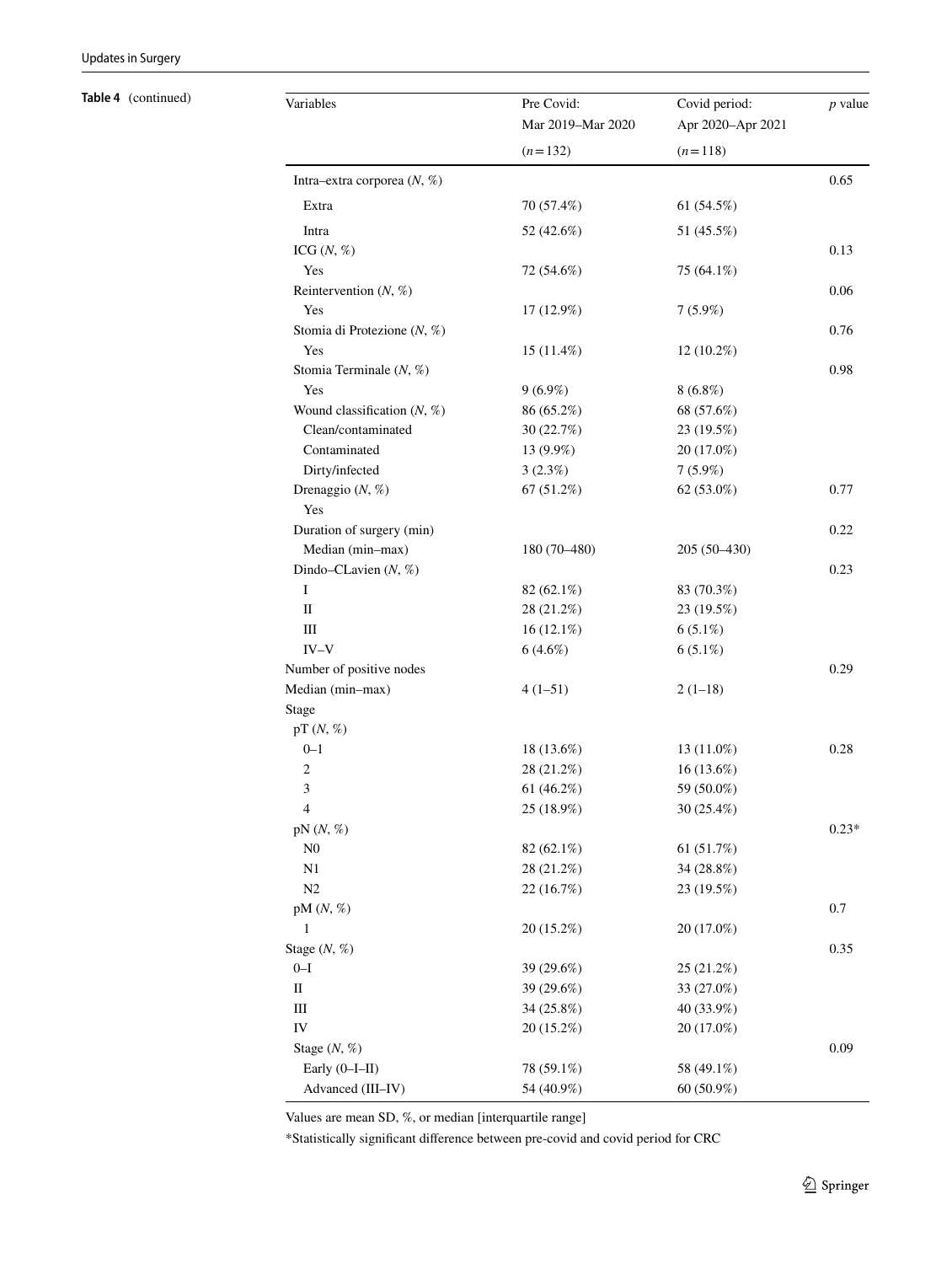**Table 4** (continued)

| Variables | Pre Covid: Mar 2019–Mar 2020 ($n=132$) | Covid period: Apr 2020–Apr 2021 ($n=118$) | *p* value |
|---|---|---|---|
| Intra–extra corporea (*N*, %) | | | 0.65 |
| Extra | 70 (57.4%) | 61 (54.5%) | |
| Intra | 52 (42.6%) | 51 (45.5%) | |
| ICG (*N*, %) | | | 0.13 |
| Yes | 72 (54.6%) | 75 (64.1%) | |
| Reintervention (*N*, %) | | | 0.06 |
| Yes | 17 (12.9%) | 7 (5.9%) | |
| Stomia di Protezione (*N*, %) | | | 0.76 |
| Yes | 15 (11.4%) | 12 (10.2%) | |
| Stomia Terminale (*N*, %) | | | 0.98 |
| Yes | 9 (6.9%) | 8 (6.8%) | |
| Wound classification (*N*, %) | 86 (65.2%) | 68 (57.6%) | |
| Clean/contaminated | 30 (22.7%) | 23 (19.5%) | |
| Contaminated | 13 (9.9%) | 20 (17.0%) | |
| Dirty/infected | 3 (2.3%) | 7 (5.9%) | |
| Drenaggio (*N*, %) | 67 (51.2%) | 62 (53.0%) | 0.77 |
| Yes | | | |
| Duration of surgery (min) | | | 0.22 |
| Median (min–max) | 180 (70–480) | 205 (50–430) | |
| Dindo–CLavien (*N*, %) | | | 0.23 |
| I | 82 (62.1%) | 83 (70.3%) | |
| II | 28 (21.2%) | 23 (19.5%) | |
| III | 16 (12.1%) | 6 (5.1%) | |
| IV–V | 6 (4.6%) | 6 (5.1%) | |
| Number of positive nodes | | | 0.29 |
| Median (min–max) | 4 (1–51) | 2 (1–18) | |
| Stage | | | |
| pT (*N*, %) | | | |
| 0–1 | 18 (13.6%) | 13 (11.0%) | 0.28 |
| 2 | 28 (21.2%) | 16 (13.6%) | |
| 3 | 61 (46.2%) | 59 (50.0%) | |
| 4 | 25 (18.9%) | 30 (25.4%) | |
| pN (*N*, %) | | | 0.23* |
| N0 | 82 (62.1%) | 61 (51.7%) | |
| N1 | 28 (21.2%) | 34 (28.8%) | |
| N2 | 22 (16.7%) | 23 (19.5%) | |
| pM (*N*, %) | | | 0.7 |
| 1 | 20 (15.2%) | 20 (17.0%) | |
| Stage (*N*, %) | | | 0.35 |
| 0–I | 39 (29.6%) | 25 (21.2%) | |
| II | 39 (29.6%) | 33 (27.0%) | |
| III | 34 (25.8%) | 40 (33.9%) | |
| IV | 20 (15.2%) | 20 (17.0%) | |
| Stage (*N*, %) | | | 0.09 |
| Early (0–I–II) | 78 (59.1%) | 58 (49.1%) | |
| Advanced (III–IV) | 54 (40.9%) | 60 (50.9%) | |

Values are mean SD, %, or median [interquartile range]

*Statistically significant difference between pre-covid and covid period for CRC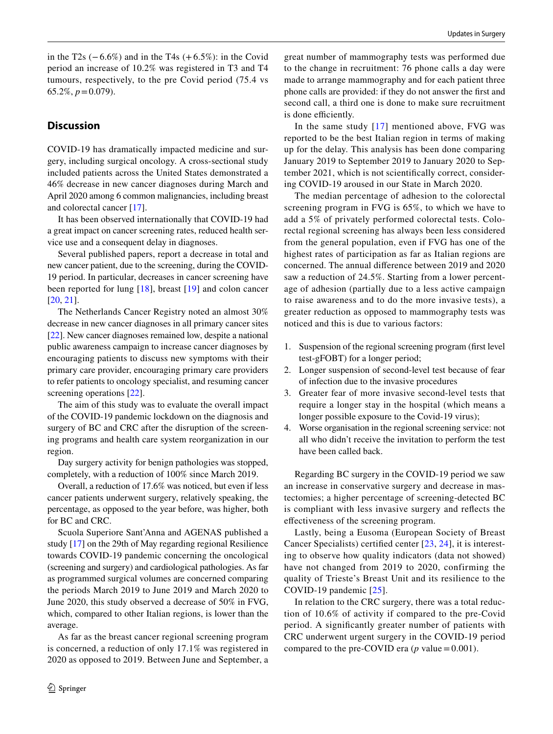in the T2s (−6.6%) and in the T4s (+6.5%): in the Covid period an increase of 10.2% was registered in T3 and T4 tumours, respectively, to the pre Covid period (75.4 vs 65.2%, $p = 0.079$).

## Discussion

COVID-19 has dramatically impacted medicine and surgery, including surgical oncology. A cross-sectional study included patients across the United States demonstrated a 46% decrease in new cancer diagnoses during March and April 2020 among 6 common malignancies, including breast and colorectal cancer [17].

It has been observed internationally that COVID-19 had a great impact on cancer screening rates, reduced health service use and a consequent delay in diagnoses.

Several published papers, report a decrease in total and new cancer patient, due to the screening, during the COVID-19 period. In particular, decreases in cancer screening have been reported for lung [18], breast [19] and colon cancer [20, 21].

The Netherlands Cancer Registry noted an almost 30% decrease in new cancer diagnoses in all primary cancer sites [22]. New cancer diagnoses remained low, despite a national public awareness campaign to increase cancer diagnoses by encouraging patients to discuss new symptoms with their primary care provider, encouraging primary care providers to refer patients to oncology specialist, and resuming cancer screening operations [22].

The aim of this study was to evaluate the overall impact of the COVID-19 pandemic lockdown on the diagnosis and surgery of BC and CRC after the disruption of the screening programs and health care system reorganization in our region.

Day surgery activity for benign pathologies was stopped, completely, with a reduction of 100% since March 2019.

Overall, a reduction of 17.6% was noticed, but even if less cancer patients underwent surgery, relatively speaking, the percentage, as opposed to the year before, was higher, both for BC and CRC.

Scuola Superiore Sant'Anna and AGENAS published a study [17] on the 29th of May regarding regional Resilience towards COVID-19 pandemic concerning the oncological (screening and surgery) and cardiological pathologies. As far as programmed surgical volumes are concerned comparing the periods March 2019 to June 2019 and March 2020 to June 2020, this study observed a decrease of 50% in FVG, which, compared to other Italian regions, is lower than the average.

As far as the breast cancer regional screening program is concerned, a reduction of only 17.1% was registered in 2020 as opposed to 2019. Between June and September, a great number of mammography tests was performed due to the change in recruitment: 76 phone calls a day were made to arrange mammography and for each patient three phone calls are provided: if they do not answer the first and second call, a third one is done to make sure recruitment is done efficiently.

In the same study [17] mentioned above, FVG was reported to be the best Italian region in terms of making up for the delay. This analysis has been done comparing January 2019 to September 2019 to January 2020 to September 2021, which is not scientifically correct, considering COVID-19 aroused in our State in March 2020.

The median percentage of adhesion to the colorectal screening program in FVG is 65%, to which we have to add a 5% of privately performed colorectal tests. Colorectal regional screening has always been less considered from the general population, even if FVG has one of the highest rates of participation as far as Italian regions are concerned. The annual difference between 2019 and 2020 saw a reduction of 24.5%. Starting from a lower percentage of adhesion (partially due to a less active campaign to raise awareness and to do the more invasive tests), a greater reduction as opposed to mammography tests was noticed and this is due to various factors:

1. Suspension of the regional screening program (first level test-gFOBT) for a longer period;
2. Longer suspension of second-level test because of fear of infection due to the invasive procedures
3. Greater fear of more invasive second-level tests that require a longer stay in the hospital (which means a longer possible exposure to the Covid-19 virus);
4. Worse organisation in the regional screening service: not all who didn't receive the invitation to perform the test have been called back.

Regarding BC surgery in the COVID-19 period we saw an increase in conservative surgery and decrease in mastectomies; a higher percentage of screening-detected BC is compliant with less invasive surgery and reflects the effectiveness of the screening program.

Lastly, being a Eusoma (European Society of Breast Cancer Specialists) certified center [23, 24], it is interesting to observe how quality indicators (data not showed) have not changed from 2019 to 2020, confirming the quality of Trieste's Breast Unit and its resilience to the COVID-19 pandemic [25].

In relation to the CRC surgery, there was a total reduction of 10.6% of activity if compared to the pre-Covid period. A significantly greater number of patients with CRC underwent urgent surgery in the COVID-19 period compared to the pre-COVID era ($p$ value = 0.001).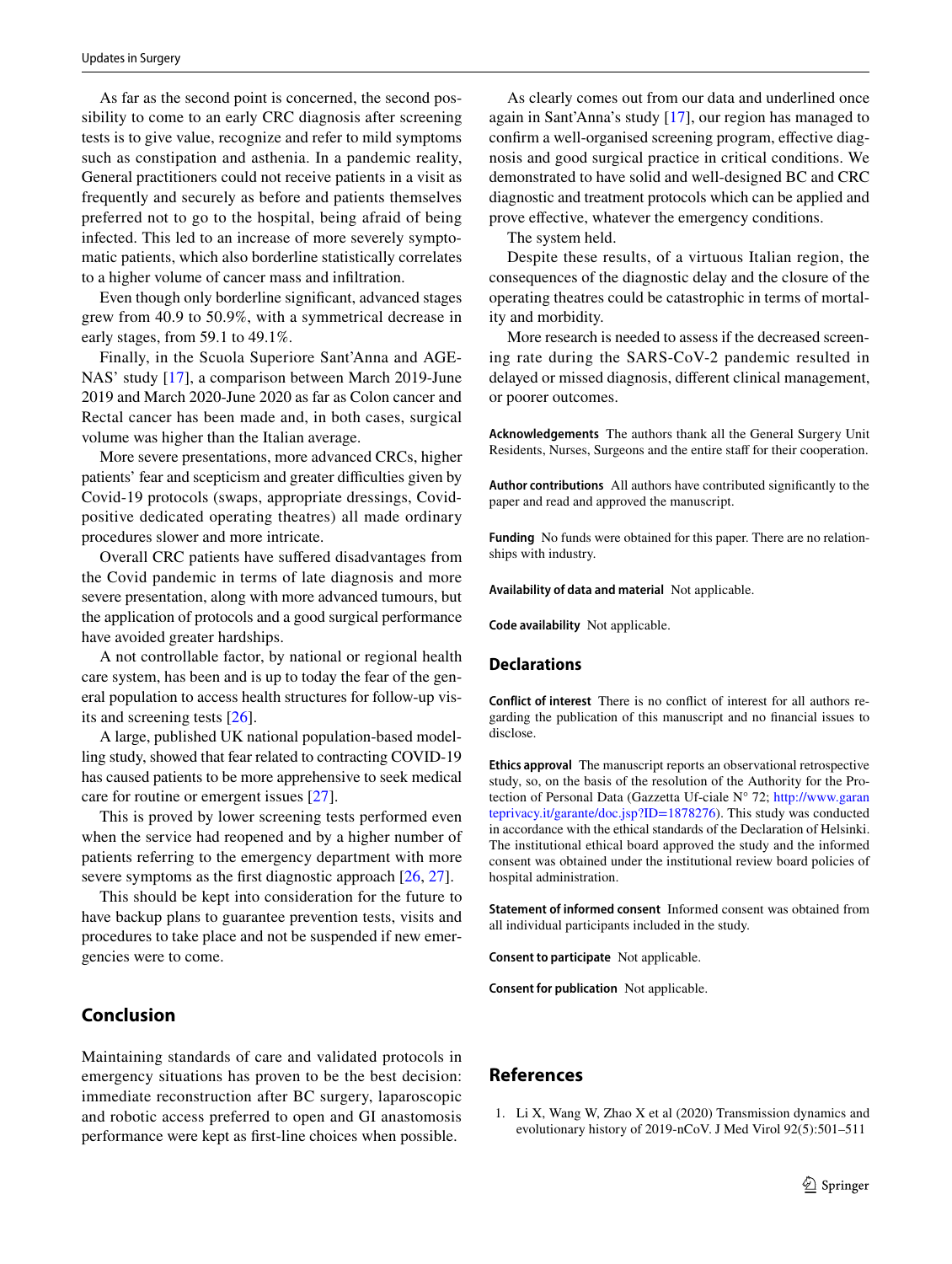As far as the second point is concerned, the second possibility to come to an early CRC diagnosis after screening tests is to give value, recognize and refer to mild symptoms such as constipation and asthenia. In a pandemic reality, General practitioners could not receive patients in a visit as frequently and securely as before and patients themselves preferred not to go to the hospital, being afraid of being infected. This led to an increase of more severely symptomatic patients, which also borderline statistically correlates to a higher volume of cancer mass and infiltration.

Even though only borderline significant, advanced stages grew from 40.9 to 50.9%, with a symmetrical decrease in early stages, from 59.1 to 49.1%.

Finally, in the Scuola Superiore Sant'Anna and AGENAS' study [17], a comparison between March 2019-June 2019 and March 2020-June 2020 as far as Colon cancer and Rectal cancer has been made and, in both cases, surgical volume was higher than the Italian average.

More severe presentations, more advanced CRCs, higher patients' fear and scepticism and greater difficulties given by Covid-19 protocols (swaps, appropriate dressings, Covid-positive dedicated operating theatres) all made ordinary procedures slower and more intricate.

Overall CRC patients have suffered disadvantages from the Covid pandemic in terms of late diagnosis and more severe presentation, along with more advanced tumours, but the application of protocols and a good surgical performance have avoided greater hardships.

A not controllable factor, by national or regional health care system, has been and is up to today the fear of the general population to access health structures for follow-up visits and screening tests [26].

A large, published UK national population-based modelling study, showed that fear related to contracting COVID-19 has caused patients to be more apprehensive to seek medical care for routine or emergent issues [27].

This is proved by lower screening tests performed even when the service had reopened and by a higher number of patients referring to the emergency department with more severe symptoms as the first diagnostic approach [26, 27].

This should be kept into consideration for the future to have backup plans to guarantee prevention tests, visits and procedures to take place and not be suspended if new emergencies were to come.

## Conclusion

Maintaining standards of care and validated protocols in emergency situations has proven to be the best decision: immediate reconstruction after BC surgery, laparoscopic and robotic access preferred to open and GI anastomosis performance were kept as first-line choices when possible.

As clearly comes out from our data and underlined once again in Sant'Anna's study [17], our region has managed to confirm a well-organised screening program, effective diagnosis and good surgical practice in critical conditions. We demonstrated to have solid and well-designed BC and CRC diagnostic and treatment protocols which can be applied and prove effective, whatever the emergency conditions.

The system held.

Despite these results, of a virtuous Italian region, the consequences of the diagnostic delay and the closure of the operating theatres could be catastrophic in terms of mortality and morbidity.

More research is needed to assess if the decreased screening rate during the SARS-CoV-2 pandemic resulted in delayed or missed diagnosis, different clinical management, or poorer outcomes.

**Acknowledgements** The authors thank all the General Surgery Unit Residents, Nurses, Surgeons and the entire staff for their cooperation.

**Author contributions** All authors have contributed significantly to the paper and read and approved the manuscript.

**Funding** No funds were obtained for this paper. There are no relationships with industry.

**Availability of data and material** Not applicable.

**Code availability** Not applicable.

## Declarations

**Conflict of interest** There is no conflict of interest for all authors regarding the publication of this manuscript and no financial issues to disclose.

**Ethics approval** The manuscript reports an observational retrospective study, so, on the basis of the resolution of the Authority for the Protection of Personal Data (Gazzetta Uf-ciale N° 72; http://www.garanteprivacy.it/garante/doc.jsp?ID=1878276). This study was conducted in accordance with the ethical standards of the Declaration of Helsinki. The institutional ethical board approved the study and the informed consent was obtained under the institutional review board policies of hospital administration.

**Statement of informed consent** Informed consent was obtained from all individual participants included in the study.

**Consent to participate** Not applicable.

**Consent for publication** Not applicable.

## References

1. Li X, Wang W, Zhao X et al (2020) Transmission dynamics and evolutionary history of 2019-nCoV. J Med Virol 92(5):501–511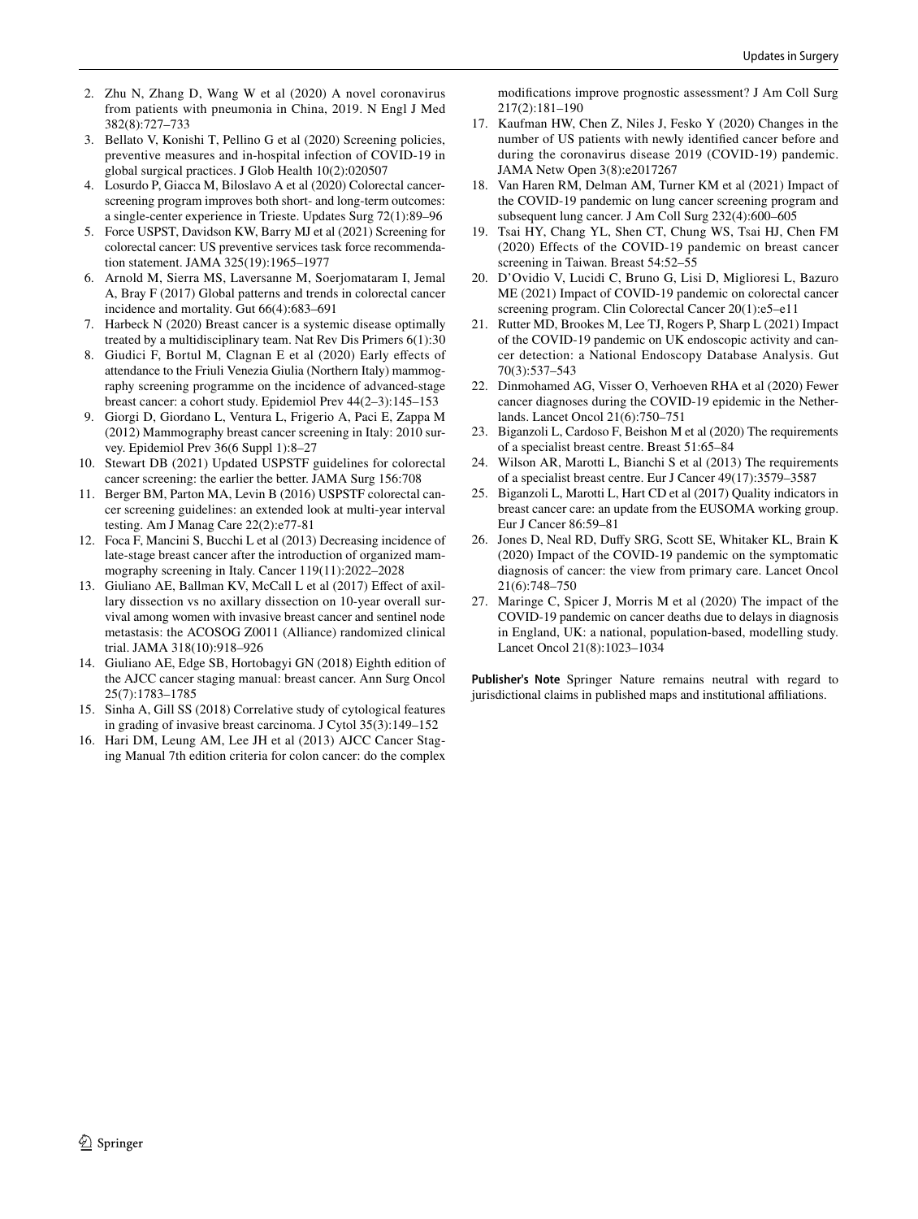2. Zhu N, Zhang D, Wang W et al (2020) A novel coronavirus from patients with pneumonia in China, 2019. N Engl J Med 382(8):727–733
3. Bellato V, Konishi T, Pellino G et al (2020) Screening policies, preventive measures and in-hospital infection of COVID-19 in global surgical practices. J Glob Health 10(2):020507
4. Losurdo P, Giacca M, Biloslavo A et al (2020) Colorectal cancer-screening program improves both short- and long-term outcomes: a single-center experience in Trieste. Updates Surg 72(1):89–96
5. Force USPST, Davidson KW, Barry MJ et al (2021) Screening for colorectal cancer: US preventive services task force recommendation statement. JAMA 325(19):1965–1977
6. Arnold M, Sierra MS, Laversanne M, Soerjomataram I, Jemal A, Bray F (2017) Global patterns and trends in colorectal cancer incidence and mortality. Gut 66(4):683–691
7. Harbeck N (2020) Breast cancer is a systemic disease optimally treated by a multidisciplinary team. Nat Rev Dis Primers 6(1):30
8. Giudici F, Bortul M, Clagnan E et al (2020) Early effects of attendance to the Friuli Venezia Giulia (Northern Italy) mammography screening programme on the incidence of advanced-stage breast cancer: a cohort study. Epidemiol Prev 44(2–3):145–153
9. Giorgi D, Giordano L, Ventura L, Frigerio A, Paci E, Zappa M (2012) Mammography breast cancer screening in Italy: 2010 survey. Epidemiol Prev 36(6 Suppl 1):8–27
10. Stewart DB (2021) Updated USPSTF guidelines for colorectal cancer screening: the earlier the better. JAMA Surg 156:708
11. Berger BM, Parton MA, Levin B (2016) USPSTF colorectal cancer screening guidelines: an extended look at multi-year interval testing. Am J Manag Care 22(2):e77-81
12. Foca F, Mancini S, Bucchi L et al (2013) Decreasing incidence of late-stage breast cancer after the introduction of organized mammography screening in Italy. Cancer 119(11):2022–2028
13. Giuliano AE, Ballman KV, McCall L et al (2017) Effect of axillary dissection vs no axillary dissection on 10-year overall survival among women with invasive breast cancer and sentinel node metastasis: the ACOSOG Z0011 (Alliance) randomized clinical trial. JAMA 318(10):918–926
14. Giuliano AE, Edge SB, Hortobagyi GN (2018) Eighth edition of the AJCC cancer staging manual: breast cancer. Ann Surg Oncol 25(7):1783–1785
15. Sinha A, Gill SS (2018) Correlative study of cytological features in grading of invasive breast carcinoma. J Cytol 35(3):149–152
16. Hari DM, Leung AM, Lee JH et al (2013) AJCC Cancer Staging Manual 7th edition criteria for colon cancer: do the complex modifications improve prognostic assessment? J Am Coll Surg 217(2):181–190
17. Kaufman HW, Chen Z, Niles J, Fesko Y (2020) Changes in the number of US patients with newly identified cancer before and during the coronavirus disease 2019 (COVID-19) pandemic. JAMA Netw Open 3(8):e2017267
18. Van Haren RM, Delman AM, Turner KM et al (2021) Impact of the COVID-19 pandemic on lung cancer screening program and subsequent lung cancer. J Am Coll Surg 232(4):600–605
19. Tsai HY, Chang YL, Shen CT, Chung WS, Tsai HJ, Chen FM (2020) Effects of the COVID-19 pandemic on breast cancer screening in Taiwan. Breast 54:52–55
20. D'Ovidio V, Lucidi C, Bruno G, Lisi D, Miglioresi L, Bazuro ME (2021) Impact of COVID-19 pandemic on colorectal cancer screening program. Clin Colorectal Cancer 20(1):e5–e11
21. Rutter MD, Brookes M, Lee TJ, Rogers P, Sharp L (2021) Impact of the COVID-19 pandemic on UK endoscopic activity and cancer detection: a National Endoscopy Database Analysis. Gut 70(3):537–543
22. Dinmohamed AG, Visser O, Verhoeven RHA et al (2020) Fewer cancer diagnoses during the COVID-19 epidemic in the Netherlands. Lancet Oncol 21(6):750–751
23. Biganzoli L, Cardoso F, Beishon M et al (2020) The requirements of a specialist breast centre. Breast 51:65–84
24. Wilson AR, Marotti L, Bianchi S et al (2013) The requirements of a specialist breast centre. Eur J Cancer 49(17):3579–3587
25. Biganzoli L, Marotti L, Hart CD et al (2017) Quality indicators in breast cancer care: an update from the EUSOMA working group. Eur J Cancer 86:59–81
26. Jones D, Neal RD, Duffy SRG, Scott SE, Whitaker KL, Brain K (2020) Impact of the COVID-19 pandemic on the symptomatic diagnosis of cancer: the view from primary care. Lancet Oncol 21(6):748–750
27. Maringe C, Spicer J, Morris M et al (2020) The impact of the COVID-19 pandemic on cancer deaths due to delays in diagnosis in England, UK: a national, population-based, modelling study. Lancet Oncol 21(8):1023–1034

**Publisher's Note** Springer Nature remains neutral with regard to jurisdictional claims in published maps and institutional affiliations.